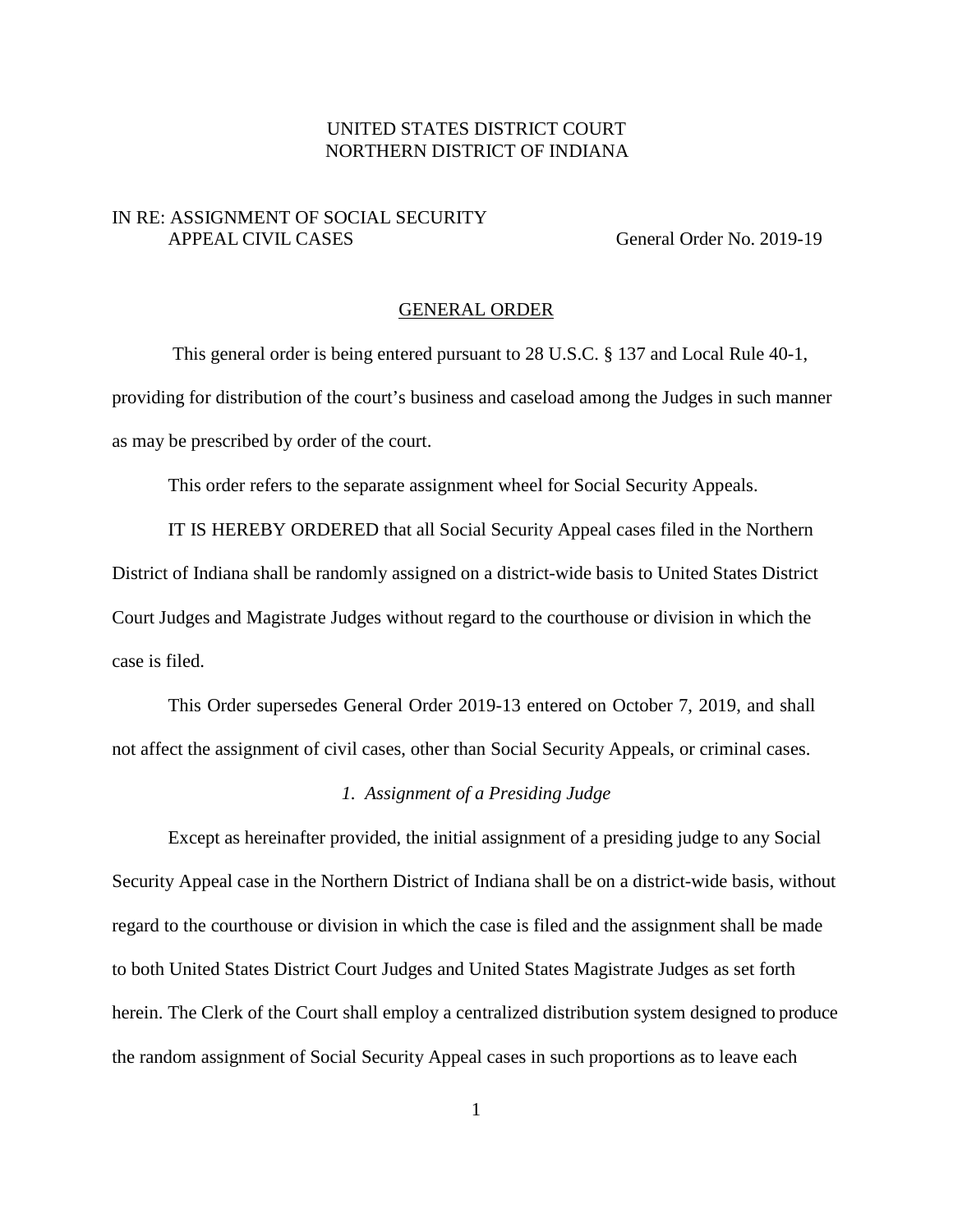UNITED STATES DISTRICT COURT
NORTHERN DISTRICT OF INDIANA

IN RE: ASSIGNMENT OF SOCIAL SECURITY APPEAL CIVIL CASES

General Order No. 2019-19

## GENERAL ORDER

This general order is being entered pursuant to 28 U.S.C. § 137 and Local Rule 40-1, providing for distribution of the court's business and caseload among the Judges in such manner as may be prescribed by order of the court.

This order refers to the separate assignment wheel for Social Security Appeals.

IT IS HEREBY ORDERED that all Social Security Appeal cases filed in the Northern District of Indiana shall be randomly assigned on a district-wide basis to United States District Court Judges and Magistrate Judges without regard to the courthouse or division in which the case is filed.

This Order supersedes General Order 2019-13 entered on October 7, 2019, and shall not affect the assignment of civil cases, other than Social Security Appeals, or criminal cases.

### *1. Assignment of a Presiding Judge*

Except as hereinafter provided, the initial assignment of a presiding judge to any Social Security Appeal case in the Northern District of Indiana shall be on a district-wide basis, without regard to the courthouse or division in which the case is filed and the assignment shall be made to both United States District Court Judges and United States Magistrate Judges as set forth herein. The Clerk of the Court shall employ a centralized distribution system designed to produce the random assignment of Social Security Appeal cases in such proportions as to leave each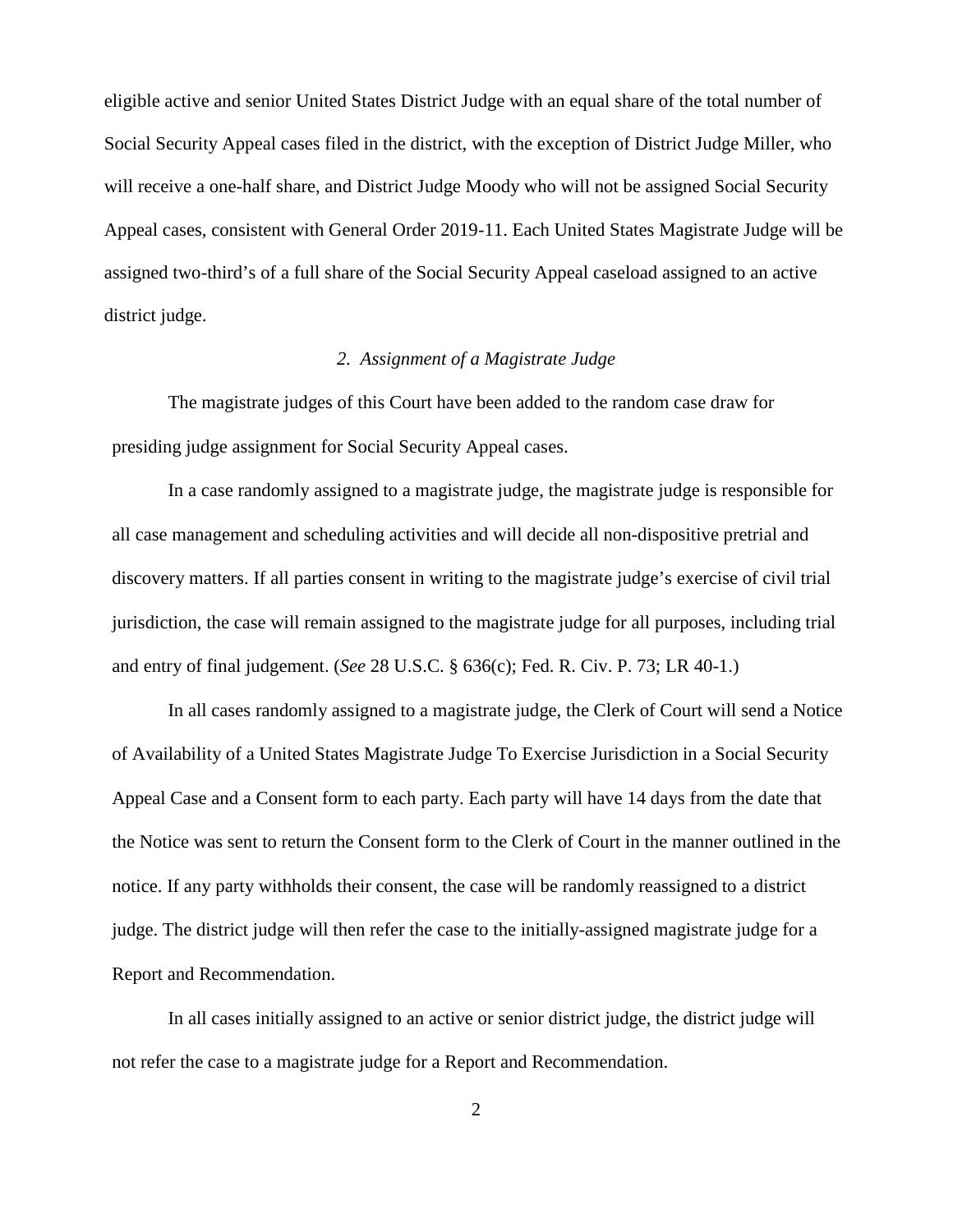eligible active and senior United States District Judge with an equal share of the total number of Social Security Appeal cases filed in the district, with the exception of District Judge Miller, who will receive a one-half share, and District Judge Moody who will not be assigned Social Security Appeal cases, consistent with General Order 2019-11. Each United States Magistrate Judge will be assigned two-third's of a full share of the Social Security Appeal caseload assigned to an active district judge.

*2. Assignment of a Magistrate Judge*

The magistrate judges of this Court have been added to the random case draw for presiding judge assignment for Social Security Appeal cases.

In a case randomly assigned to a magistrate judge, the magistrate judge is responsible for all case management and scheduling activities and will decide all non-dispositive pretrial and discovery matters. If all parties consent in writing to the magistrate judge's exercise of civil trial jurisdiction, the case will remain assigned to the magistrate judge for all purposes, including trial and entry of final judgement. (*See* 28 U.S.C. § 636(c); Fed. R. Civ. P. 73; LR 40-1.)

In all cases randomly assigned to a magistrate judge, the Clerk of Court will send a Notice of Availability of a United States Magistrate Judge To Exercise Jurisdiction in a Social Security Appeal Case and a Consent form to each party. Each party will have 14 days from the date that the Notice was sent to return the Consent form to the Clerk of Court in the manner outlined in the notice. If any party withholds their consent, the case will be randomly reassigned to a district judge. The district judge will then refer the case to the initially-assigned magistrate judge for a Report and Recommendation.

In all cases initially assigned to an active or senior district judge, the district judge will not refer the case to a magistrate judge for a Report and Recommendation.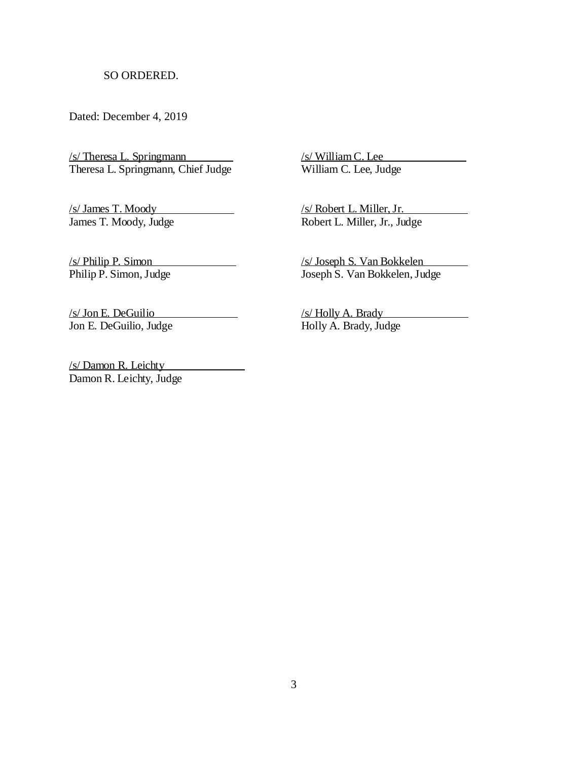SO ORDERED.

Dated: December 4, 2019

/s/ Theresa L. Springmann
Theresa L. Springmann, Chief Judge

/s/ William C. Lee
William C. Lee, Judge

/s/ James T. Moody
James T. Moody, Judge

/s/ Robert L. Miller, Jr.
Robert L. Miller, Jr., Judge

/s/ Philip P. Simon
Philip P. Simon, Judge

/s/ Joseph S. Van Bokkelen
Joseph S. Van Bokkelen, Judge

/s/ Jon E. DeGuilio
Jon E. DeGuilio, Judge

/s/ Holly A. Brady
Holly A. Brady, Judge

/s/ Damon R. Leichty
Damon R. Leichty, Judge